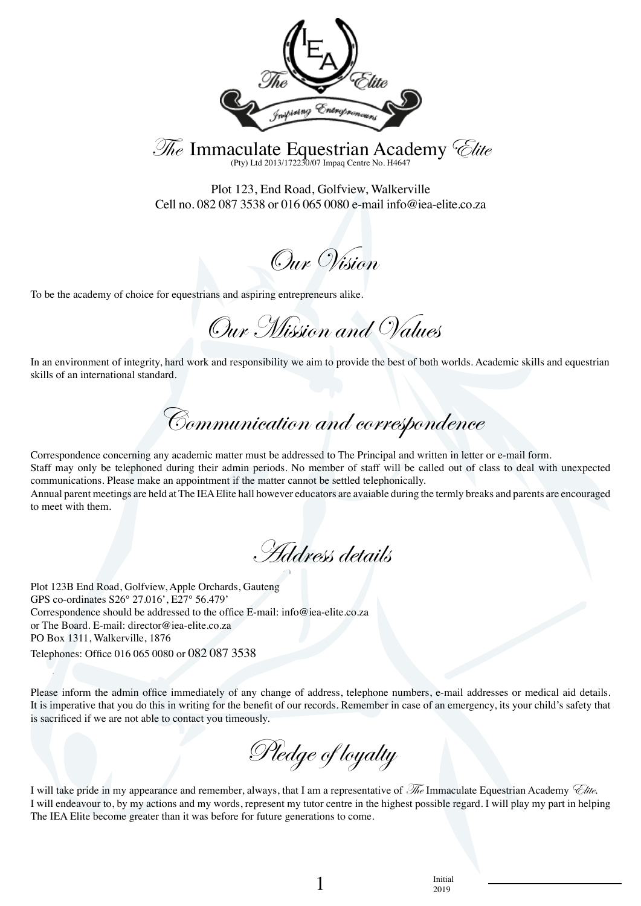# *The* Immaculate Equestrian Academy *Elite*

(Pty) Ltd 2013/172230/07 Impaq Centre No. H4647

Plot 123, End Road, Golfview, Walkerville
Cell no. 082 087 3538 or 016 065 0080 e-mail info@iea-elite.co.za

## *Our Vision*

To be the academy of choice for equestrians and aspiring entrepreneurs alike.

## *Our Mission and Values*

In an environment of integrity, hard work and responsibility we aim to provide the best of both worlds. Academic skills and equestrian skills of an international standard.

## *Communication and correspondence*

Correspondence concerning any academic matter must be addressed to The Principal and written in letter or e-mail form.
Staff may only be telephoned during their admin periods. No member of staff will be called out of class to deal with unexpected communications. Please make an appointment if the matter cannot be settled telephonically.
Annual parent meetings are held at The IEA Elite hall however educators are avaiable during the termly breaks and parents are encouraged to meet with them.

## *Address details*

Plot 123B End Road, Golfview, Apple Orchards, Gauteng
GPS co-ordinates S26° 27.016', E27° 56.479'
Correspondence should be addressed to the office E-mail: info@iea-elite.co.za
or The Board. E-mail: director@iea-elite.co.za
PO Box 1311, Walkerville, 1876
Telephones: Office 016 065 0080 or 082 087 3538

Please inform the admin office immediately of any change of address, telephone numbers, e-mail addresses or medical aid details. It is imperative that you do this in writing for the benefit of our records. Remember in case of an emergency, its your child's safety that is sacrificed if we are not able to contact you timeously.

## *Pledge of loyalty*

I will take pride in my appearance and remember, always, that I am a representative of *The* Immaculate Equestrian Academy *Elite*.
I will endeavour to, by my actions and my words, represent my tutor centre in the highest possible regard. I will play my part in helping The IEA Elite become greater than it was before for future generations to come.

Initial
2019 ____________________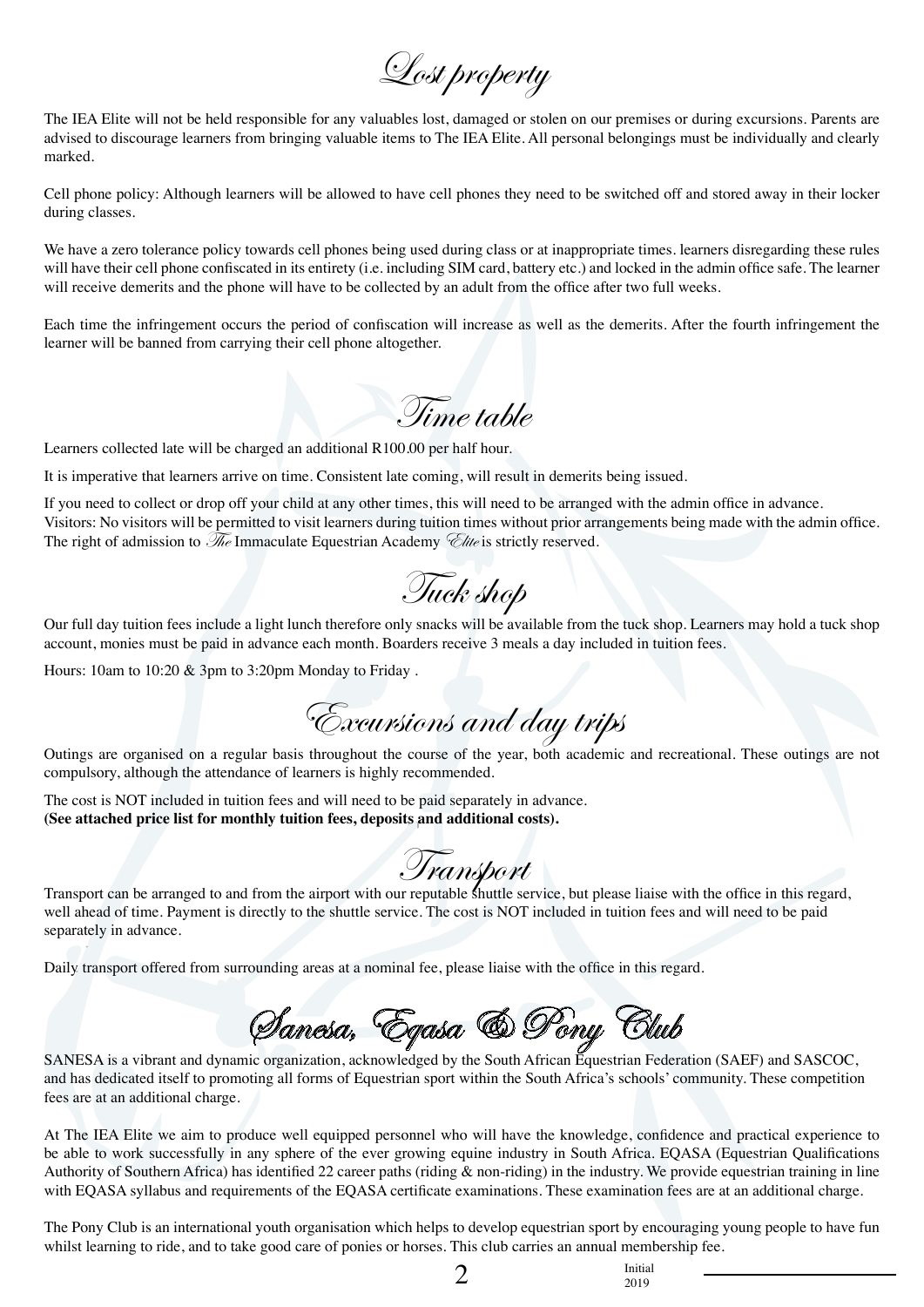# Lost property

The IEA Elite will not be held responsible for any valuables lost, damaged or stolen on our premises or during excursions. Parents are advised to discourage learners from bringing valuable items to The IEA Elite. All personal belongings must be individually and clearly marked.

Cell phone policy: Although learners will be allowed to have cell phones they need to be switched off and stored away in their locker during classes.

We have a zero tolerance policy towards cell phones being used during class or at inappropriate times. learners disregarding these rules will have their cell phone confiscated in its entirety (i.e. including SIM card, battery etc.) and locked in the admin office safe. The learner will receive demerits and the phone will have to be collected by an adult from the office after two full weeks.

Each time the infringement occurs the period of confiscation will increase as well as the demerits. After the fourth infringement the learner will be banned from carrying their cell phone altogether.

# Time table

Learners collected late will be charged an additional R100.00 per half hour.

It is imperative that learners arrive on time. Consistent late coming, will result in demerits being issued.

If you need to collect or drop off your child at any other times, this will need to be arranged with the admin office in advance.
Visitors: No visitors will be permitted to visit learners during tuition times without prior arrangements being made with the admin office. The right of admission to *The* Immaculate Equestrian Academy *Elite* is strictly reserved.

# Tuck shop

Our full day tuition fees include a light lunch therefore only snacks will be available from the tuck shop. Learners may hold a tuck shop account, monies must be paid in advance each month. Boarders receive 3 meals a day included in tuition fees.

Hours: 10am to 10:20 & 3pm to 3:20pm Monday to Friday .

# Excursions and day trips

Outings are organised on a regular basis throughout the course of the year, both academic and recreational. These outings are not compulsory, although the attendance of learners is highly recommended.

The cost is NOT included in tuition fees and will need to be paid separately in advance.
**(See attached price list for monthly tuition fees, deposits and additional costs).**

# Transport

Transport can be arranged to and from the airport with our reputable shuttle service, but please liaise with the office in this regard, well ahead of time. Payment is directly to the shuttle service. The cost is NOT included in tuition fees and will need to be paid separately in advance.

Daily transport offered from surrounding areas at a nominal fee, please liaise with the office in this regard.

# Sanesa, Eqasa & Pony Club

SANESA is a vibrant and dynamic organization, acknowledged by the South African Equestrian Federation (SAEF) and SASCOC, and has dedicated itself to promoting all forms of Equestrian sport within the South Africa's schools' community. These competition fees are at an additional charge.

At The IEA Elite we aim to produce well equipped personnel who will have the knowledge, confidence and practical experience to be able to work successfully in any sphere of the ever growing equine industry in South Africa. EQASA (Equestrian Qualifications Authority of Southern Africa) has identified 22 career paths (riding & non-riding) in the industry. We provide equestrian training in line with EQASA syllabus and requirements of the EQASA certificate examinations. These examination fees are at an additional charge.

The Pony Club is an international youth organisation which helps to develop equestrian sport by encouraging young people to have fun whilst learning to ride, and to take good care of ponies or horses. This club carries an annual membership fee.

Initial ______________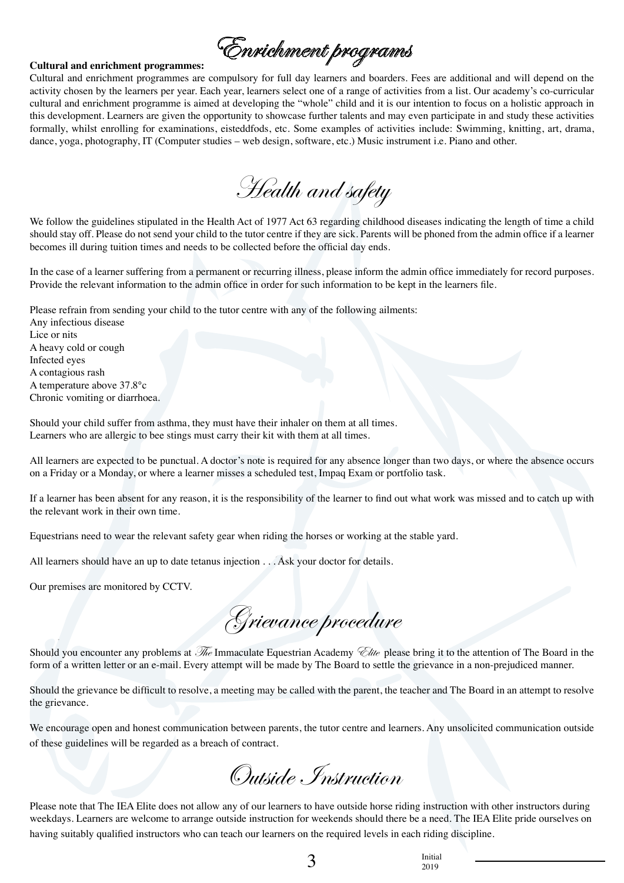# Enrichment programs

**Cultural and enrichment programmes:**

Cultural and enrichment programmes are compulsory for full day learners and boarders. Fees are additional and will depend on the activity chosen by the learners per year. Each year, learners select one of a range of activities from a list. Our academy's co-curricular cultural and enrichment programme is aimed at developing the "whole" child and it is our intention to focus on a holistic approach in this development. Learners are given the opportunity to showcase further talents and may even participate in and study these activities formally, whilst enrolling for examinations, eisteddfods, etc. Some examples of activities include: Swimming, knitting, art, drama, dance, yoga, photography, IT (Computer studies – web design, software, etc.) Music instrument i.e. Piano and other.

# Health and safety

We follow the guidelines stipulated in the Health Act of 1977 Act 63 regarding childhood diseases indicating the length of time a child should stay off. Please do not send your child to the tutor centre if they are sick. Parents will be phoned from the admin office if a learner becomes ill during tuition times and needs to be collected before the official day ends.

In the case of a learner suffering from a permanent or recurring illness, please inform the admin office immediately for record purposes. Provide the relevant information to the admin office in order for such information to be kept in the learners file.

Please refrain from sending your child to the tutor centre with any of the following ailments:
Any infectious disease
Lice or nits
A heavy cold or cough
Infected eyes
A contagious rash
A temperature above 37.8°c
Chronic vomiting or diarrhoea.

Should your child suffer from asthma, they must have their inhaler on them at all times.
Learners who are allergic to bee stings must carry their kit with them at all times.

All learners are expected to be punctual. A doctor's note is required for any absence longer than two days, or where the absence occurs on a Friday or a Monday, or where a learner misses a scheduled test, Impaq Exam or portfolio task.

If a learner has been absent for any reason, it is the responsibility of the learner to find out what work was missed and to catch up with the relevant work in their own time.

Equestrians need to wear the relevant safety gear when riding the horses or working at the stable yard.

All learners should have an up to date tetanus injection . . . Ask your doctor for details.

Our premises are monitored by CCTV.

# Grievance procedure

Should you encounter any problems at *The* Immaculate Equestrian Academy *Elite* please bring it to the attention of The Board in the form of a written letter or an e-mail. Every attempt will be made by The Board to settle the grievance in a non-prejudiced manner.

Should the grievance be difficult to resolve, a meeting may be called with the parent, the teacher and The Board in an attempt to resolve the grievance.

We encourage open and honest communication between parents, the tutor centre and learners. Any unsolicited communication outside of these guidelines will be regarded as a breach of contract.

# Outside Instruction

Please note that The IEA Elite does not allow any of our learners to have outside horse riding instruction with other instructors during weekdays. Learners are welcome to arrange outside instruction for weekends should there be a need. The IEA Elite pride ourselves on having suitably qualified instructors who can teach our learners on the required levels in each riding discipline.

Initial
2019 ____________________